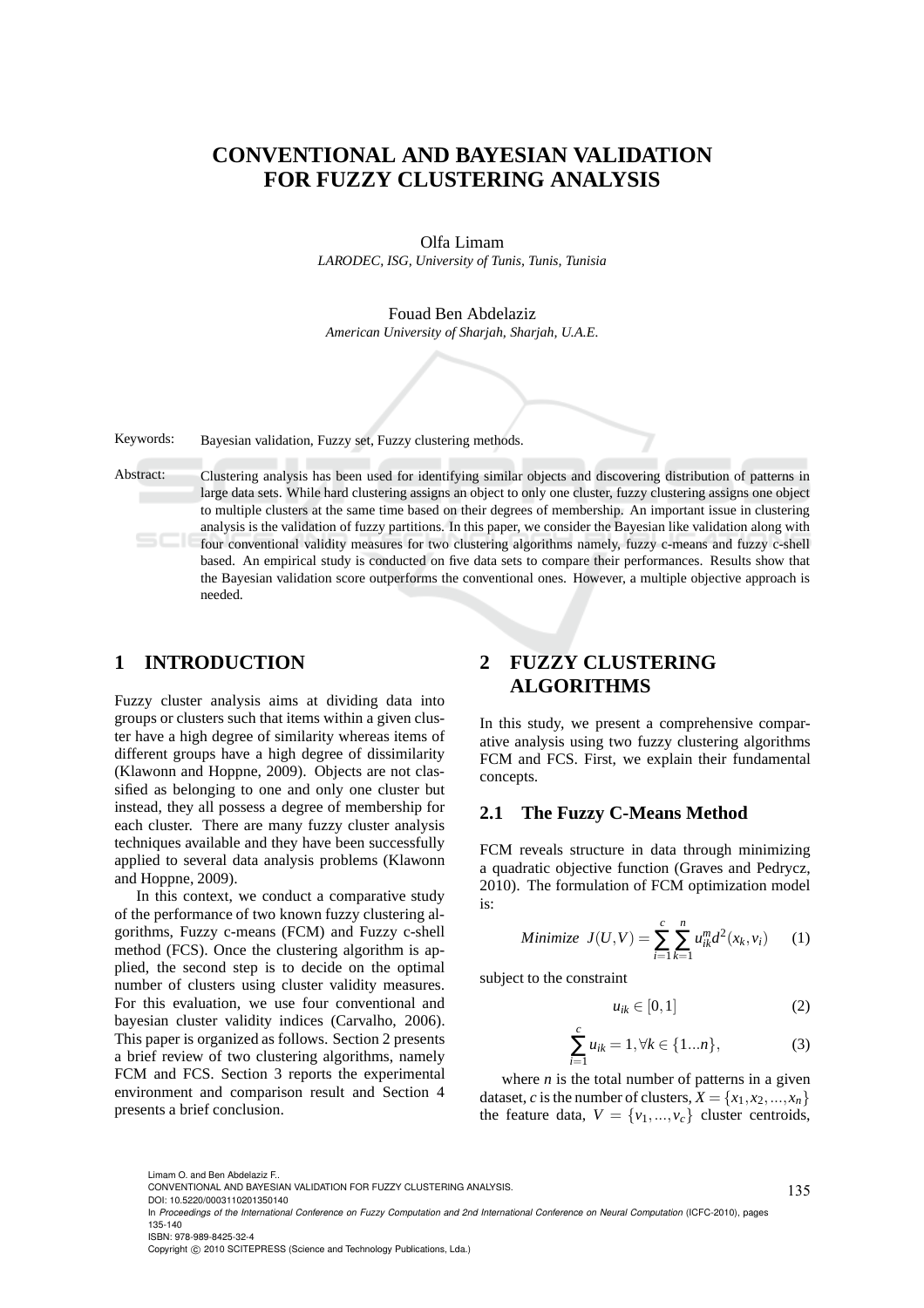# CONVENTIONAL AND BAYESIAN VALIDATION FOR FUZZY CLUSTERING ANALYSIS

Olfa Limam
*LARODEC, ISG, University of Tunis, Tunis, Tunisia*

Fouad Ben Abdelaziz
*American University of Sharjah, Sharjah, U.A.E.*

Keywords: Bayesian validation, Fuzzy set, Fuzzy clustering methods.

Abstract: Clustering analysis has been used for identifying similar objects and discovering distribution of patterns in large data sets. While hard clustering assigns an object to only one cluster, fuzzy clustering assigns one object to multiple clusters at the same time based on their degrees of membership. An important issue in clustering analysis is the validation of fuzzy partitions. In this paper, we consider the Bayesian like validation along with four conventional validity measures for two clustering algorithms namely, fuzzy c-means and fuzzy c-shell based. An empirical study is conducted on five data sets to compare their performances. Results show that the Bayesian validation score outperforms the conventional ones. However, a multiple objective approach is needed.

## 1 INTRODUCTION

Fuzzy cluster analysis aims at dividing data into groups or clusters such that items within a given cluster have a high degree of similarity whereas items of different groups have a high degree of dissimilarity (Klawonn and Hoppne, 2009). Objects are not classified as belonging to one and only one cluster but instead, they all possess a degree of membership for each cluster. There are many fuzzy cluster analysis techniques available and they have been successfully applied to several data analysis problems (Klawonn and Hoppne, 2009).

In this context, we conduct a comparative study of the performance of two known fuzzy clustering algorithms, Fuzzy c-means (FCM) and Fuzzy c-shell method (FCS). Once the clustering algorithm is applied, the second step is to decide on the optimal number of clusters using cluster validity measures. For this evaluation, we use four conventional and bayesian cluster validity indices (Carvalho, 2006). This paper is organized as follows. Section 2 presents a brief review of two clustering algorithms, namely FCM and FCS. Section 3 reports the experimental environment and comparison result and Section 4 presents a brief conclusion.

## 2 FUZZY CLUSTERING ALGORITHMS

In this study, we present a comprehensive comparative analysis using two fuzzy clustering algorithms FCM and FCS. First, we explain their fundamental concepts.

### 2.1 The Fuzzy C-Means Method

FCM reveals structure in data through minimizing a quadratic objective function (Graves and Pedrycz, 2010). The formulation of FCM optimization model is:

$$Minimize \;\; J(U,V) = \sum_{i=1}^{c}\sum_{k=1}^{n} u_{ik}^{m} d^{2}(x_k, v_i) \qquad (1)$$

subject to the constraint

$$u_{ik} \in [0,1] \qquad (2)$$

$$\sum_{i=1}^{c} u_{ik} = 1, \forall k \in \{1...n\}, \qquad (3)$$

where $n$ is the total number of patterns in a given dataset, $c$ is the number of clusters, $X = \{x_1, x_2, ..., x_n\}$ the feature data, $V = \{v_1, ..., v_c\}$ cluster centroids,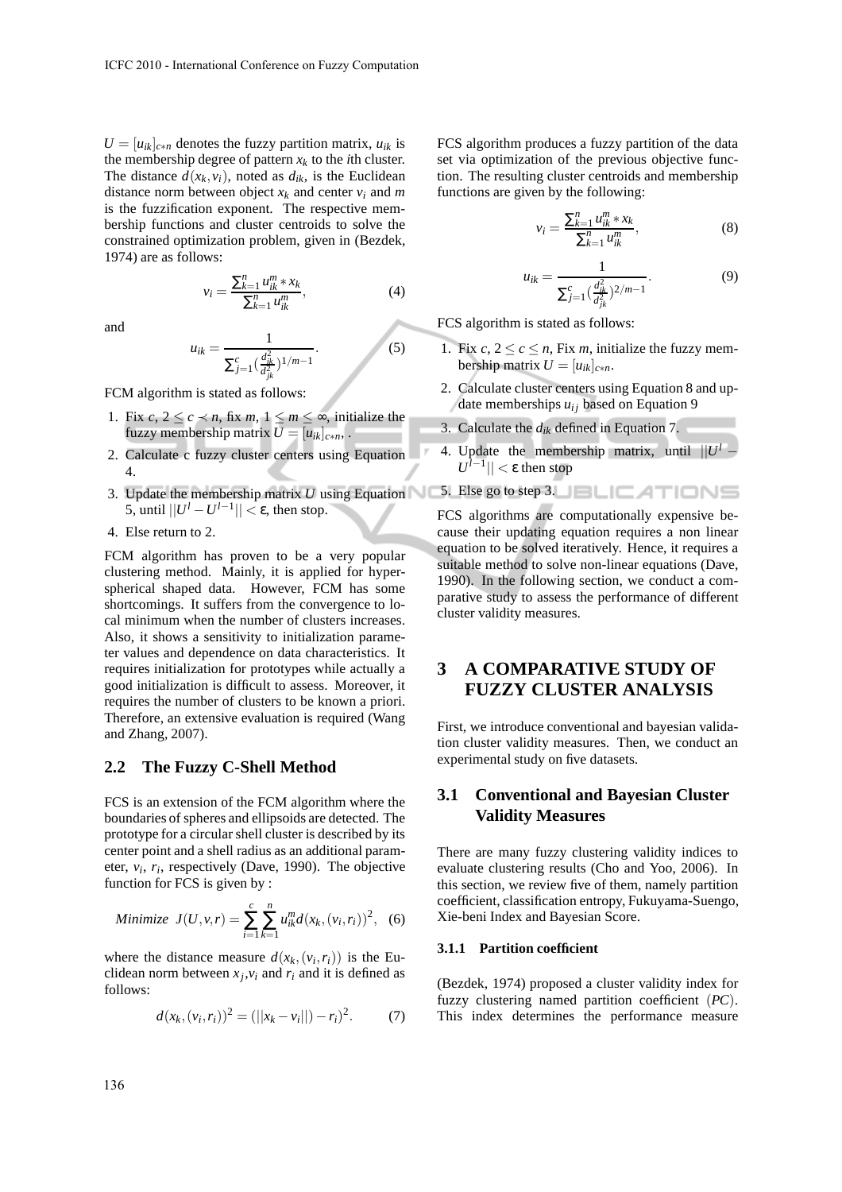$U = [u_{ik}]_{c*n}$ denotes the fuzzy partition matrix, $u_{ik}$ is the membership degree of pattern $x_k$ to the $i$th cluster. The distance $d(x_k, v_i)$, noted as $d_{ik}$, is the Euclidean distance norm between object $x_k$ and center $v_i$ and $m$ is the fuzzification exponent. The respective membership functions and cluster centroids to solve the constrained optimization problem, given in (Bezdek, 1974) are as follows:

$$v_i = \frac{\sum_{k=1}^{n} u_{ik}^m * x_k}{\sum_{k=1}^{n} u_{ik}^m}, \quad (4)$$

and

$$u_{ik} = \frac{1}{\sum_{j=1}^{c} (\frac{d_{ik}^2}{d_{jk}^2})^{1/m-1}}. \quad (5)$$

FCM algorithm is stated as follows:

1. Fix $c$, $2 \leq c \prec n$, fix $m$, $1 \leq m \leq \infty$, initialize the fuzzy membership matrix $U = [u_{ik}]_{c*n}$, .
2. Calculate c fuzzy cluster centers using Equation 4.
3. Update the membership matrix $U$ using Equation 5, until $||U^l - U^{l-1}|| < \varepsilon$, then stop.
4. Else return to 2.

FCM algorithm has proven to be a very popular clustering method. Mainly, it is applied for hyperspherical shaped data. However, FCM has some shortcomings. It suffers from the convergence to local minimum when the number of clusters increases. Also, it shows a sensitivity to initialization parameter values and dependence on data characteristics. It requires initialization for prototypes while actually a good initialization is difficult to assess. Moreover, it requires the number of clusters to be known a priori. Therefore, an extensive evaluation is required (Wang and Zhang, 2007).

## 2.2 The Fuzzy C-Shell Method

FCS is an extension of the FCM algorithm where the boundaries of spheres and ellipsoids are detected. The prototype for a circular shell cluster is described by its center point and a shell radius as an additional parameter, $v_i$, $r_i$, respectively (Dave, 1990). The objective function for FCS is given by :

$$Minimize \;\; J(U, v, r) = \sum_{i=1}^{c} \sum_{k=1}^{n} u_{ik}^m d(x_k, (v_i, r_i))^2, \quad (6)$$

where the distance measure $d(x_k, (v_i, r_i))$ is the Euclidean norm between $x_j$,$v_i$ and $r_i$ and it is defined as follows:

$$d(x_k, (v_i, r_i))^2 = (||x_k - v_i||) - r_i)^2. \quad (7)$$

FCS algorithm produces a fuzzy partition of the data set via optimization of the previous objective function. The resulting cluster centroids and membership functions are given by the following:

$$v_i = \frac{\sum_{k=1}^{n} u_{ik}^m * x_k}{\sum_{k=1}^{n} u_{ik}^m}, \quad (8)$$

$$u_{ik} = \frac{1}{\sum_{j=1}^{c} (\frac{d_{ik}^2}{d_{jk}^2})^{2/m-1}}. \quad (9)$$

FCS algorithm is stated as follows:

1. Fix $c$, $2 \leq c \leq n$, Fix $m$, initialize the fuzzy membership matrix $U = [u_{ik}]_{c*n}$.
2. Calculate cluster centers using Equation 8 and update memberships $u_{ij}$ based on Equation 9
3. Calculate the $d_{ik}$ defined in Equation 7.
4. Update the membership matrix, until $||U^l - U^{l-1}|| < \varepsilon$ then stop
5. Else go to step 3.

FCS algorithms are computationally expensive because their updating equation requires a non linear equation to be solved iteratively. Hence, it requires a suitable method to solve non-linear equations (Dave, 1990). In the following section, we conduct a comparative study to assess the performance of different cluster validity measures.

# 3 A COMPARATIVE STUDY OF FUZZY CLUSTER ANALYSIS

First, we introduce conventional and bayesian validation cluster validity measures. Then, we conduct an experimental study on five datasets.

## 3.1 Conventional and Bayesian Cluster Validity Measures

There are many fuzzy clustering validity indices to evaluate clustering results (Cho and Yoo, 2006). In this section, we review five of them, namely partition coefficient, classification entropy, Fukuyama-Suengo, Xie-beni Index and Bayesian Score.

### 3.1.1 Partition coefficient

(Bezdek, 1974) proposed a cluster validity index for fuzzy clustering named partition coefficient $(PC)$. This index determines the performance measure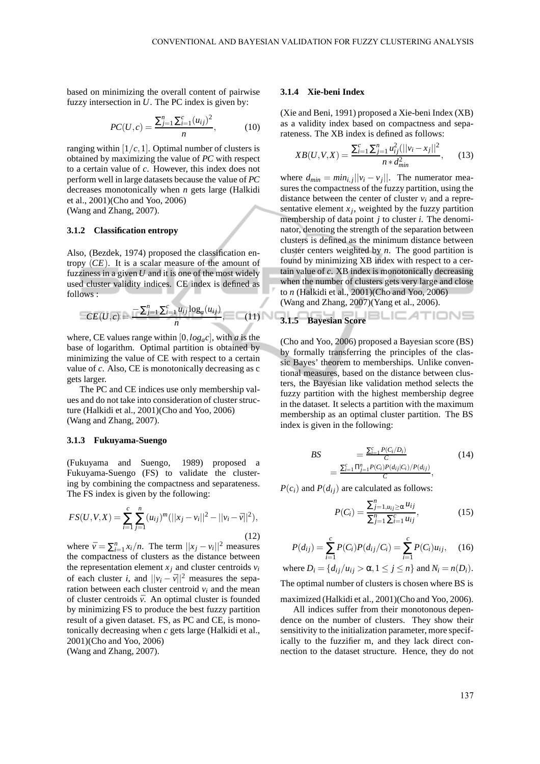based on minimizing the overall content of pairwise fuzzy intersection in $U$. The PC index is given by:

$$PC(U,c) = \frac{\sum_{j=1}^{n}\sum_{i=1}^{c}(u_{ij})^2}{n}, \qquad (10)$$

ranging within $[1/c, 1]$. Optimal number of clusters is obtained by maximizing the value of $PC$ with respect to a certain value of $c$. However, this index does not perform well in large datasets because the value of $PC$ decreases monotonically when $n$ gets large (Halkidi et al., 2001)(Cho and Yoo, 2006)
(Wang and Zhang, 2007).

### 3.1.2 Classification entropy

Also, (Bezdek, 1974) proposed the classification entropy $(CE)$. It is a scalar measure of the amount of fuzziness in a given $U$ and it is one of the most widely used cluster validity indices. CE index is defined as follows :

$$CE(U,c) = \frac{-\sum_{j=1}^{n}\sum_{i=1}^{c} u_{ij}\log_a(u_{ij})}{n}, \qquad (11)$$

where, CE values range within $[0, log_a c]$, with $a$ is the base of logarithm. Optimal partition is obtained by minimizing the value of CE with respect to a certain value of $c$. Also, CE is monotonically decreasing as c gets larger.

The PC and CE indices use only membership values and do not take into consideration of cluster structure (Halkidi et al., 2001)(Cho and Yoo, 2006)
(Wang and Zhang, 2007).

### 3.1.3 Fukuyama-Suengo

(Fukuyama and Suengo, 1989) proposed a Fukuyama-Suengo (FS) to validate the clustering by combining the compactness and separateness. The FS index is given by the following:

$$FS(U,V,X) = \sum_{i=1}^{c}\sum_{j=1}^{n}(u_{ij})^m(||x_j - v_i||^2 - ||v_i - \bar{v}||^2), \qquad (12)$$

where $\bar{v} = \sum_{i=1}^{n} x_i/n$. The term $||x_j - v_i||^2$ measures the compactness of clusters as the distance between the representation element $x_j$ and cluster centroids $v_i$ of each cluster $i$, and $||v_i - \bar{v}||^2$ measures the separation between each cluster centroid $v_i$ and the mean of cluster centroids $\bar{v}$. An optimal cluster is founded by minimizing FS to produce the best fuzzy partition result of a given dataset. FS, as PC and CE, is monotonically decreasing when $c$ gets large (Halkidi et al., 2001)(Cho and Yoo, 2006)
(Wang and Zhang, 2007).

### 3.1.4 Xie-beni Index

(Xie and Beni, 1991) proposed a Xie-beni Index (XB) as a validity index based on compactness and separateness. The XB index is defined as follows:

$$XB(U,V,X) = \frac{\sum_{i=1}^{c}\sum_{j=1}^{n} u_{ij}^2(||v_i - x_j||^2}{n * d_{min}^2}, \qquad (13)$$

where $d_{min} = min_{i,j}||v_i - v_j||$. The numerator measures the compactness of the fuzzy partition, using the distance between the center of cluster $v_i$ and a representative element $x_j$, weighted by the fuzzy partition membership of data point $j$ to cluster $i$. The denominator, denoting the strength of the separation between clusters is defined as the minimum distance between cluster centers weighted by $n$. The good partition is found by minimizing XB index with respect to a certain value of $c$. XB index is monotonically decreasing when the number of clusters gets very large and close to $n$ (Halkidi et al., 2001)(Cho and Yoo, 2006)
(Wang and Zhang, 2007)(Yang et al., 2006).

### 3.1.5 Bayesian Score

(Cho and Yoo, 2006) proposed a Bayesian score (BS) by formally transferring the principles of the classic Bayes' theorem to memberships. Unlike conventional measures, based on the distance between clusters, the Bayesian like validation method selects the fuzzy partition with the highest membership degree in the dataset. It selects a partition with the maximum membership as an optimal cluster partition. The BS index is given in the following:

$$\begin{aligned} BS &= \frac{\sum_{i=1}^{c} P(C_i/D_i)}{C} \\ &= \frac{\sum_{i=1}^{c}\prod_{j=1}^{n} P(C_i)P(d_{ij}|C_i)/P(d_{ij})}{C}, \end{aligned} \qquad (14)$$

$P(c_i)$ and $P(d_{ij})$ are calculated as follows:

$$P(C_i) = \frac{\sum_{j=1, u_{ij}\geq\alpha}^{n} u_{ij}}{\sum_{j=1}^{n}\sum_{i=1}^{c} u_{ij}}, \qquad (15)$$

$$P(d_{ij}) = \sum_{i=1}^{c} P(C_i)P(d_{ij}/C_i) = \sum_{i=1}^{c} P(C_i)u_{ij}, \qquad (16)$$

where $D_i = \{d_{ij}/u_{ij} > \alpha, 1 \leq j \leq n\}$ and $N_i = n(D_i)$.

The optimal number of clusters is chosen where BS is maximized (Halkidi et al., 2001)(Cho and Yoo, 2006).

All indices suffer from their monotonous dependence on the number of clusters. They show their sensitivity to the initialization parameter, more specifically to the fuzzifier m, and they lack direct connection to the dataset structure. Hence, they do not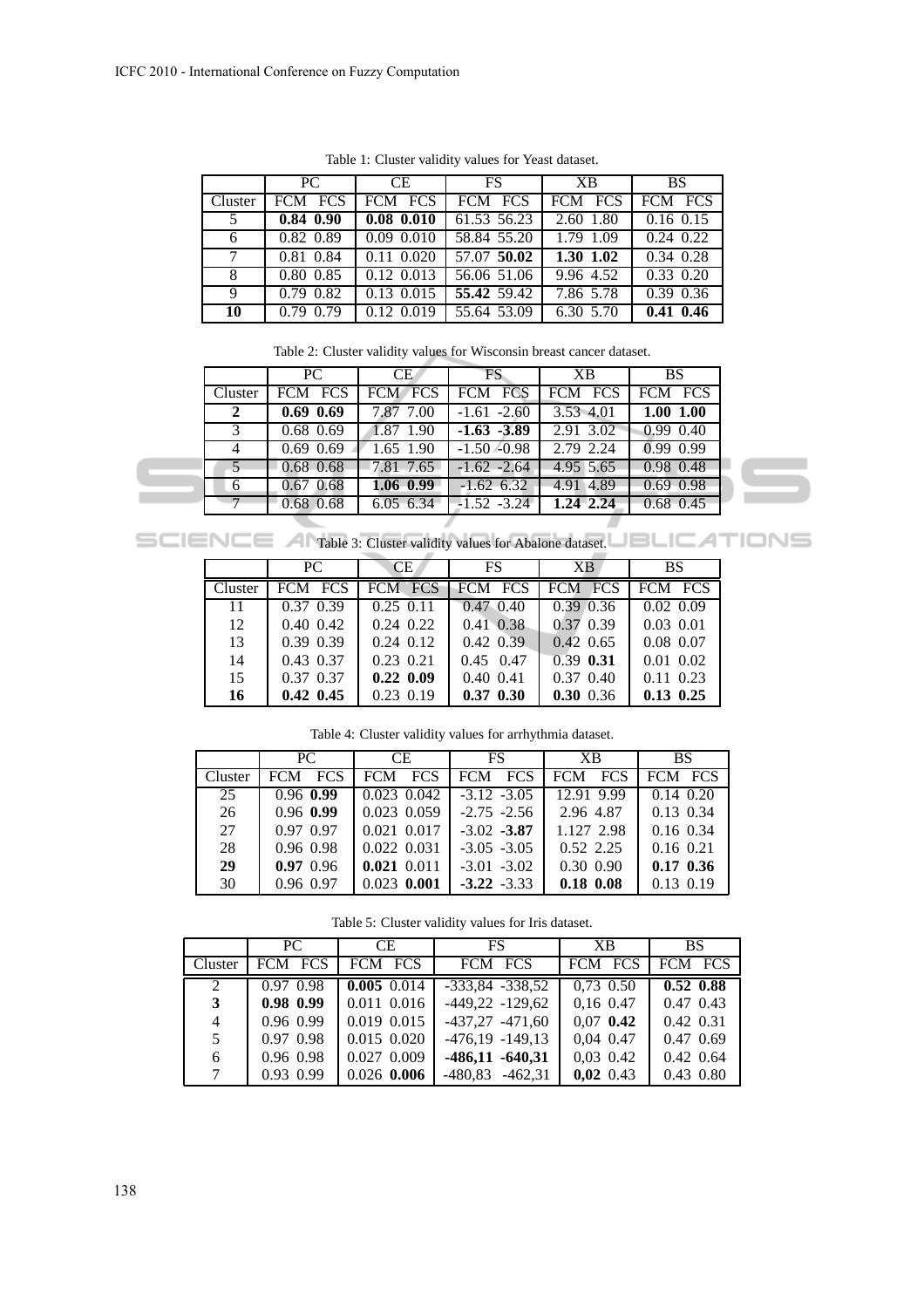Table 1: Cluster validity values for Yeast dataset.

| | PC | | CE | | FS | | XB | | BS | |
|---|---|---|---|---|---|---|---|---|---|---|
| Cluster | FCM | FCS | FCM | FCS | FCM | FCS | FCM | FCS | FCM | FCS |
| 5 | **0.84** | **0.90** | **0.08** | **0.010** | 61.53 | 56.23 | 2.60 | 1.80 | 0.16 | 0.15 |
| 6 | 0.82 | 0.89 | 0.09 | 0.010 | 58.84 | 55.20 | 1.79 | 1.09 | 0.24 | 0.22 |
| 7 | 0.81 | 0.84 | 0.11 | 0.020 | 57.07 | **50.02** | **1.30** | **1.02** | 0.34 | 0.28 |
| 8 | 0.80 | 0.85 | 0.12 | 0.013 | 56.06 | 51.06 | 9.96 | 4.52 | 0.33 | 0.20 |
| 9 | 0.79 | 0.82 | 0.13 | 0.015 | **55.42** | 59.42 | 7.86 | 5.78 | 0.39 | 0.36 |
| **10** | 0.79 | 0.79 | 0.12 | 0.019 | 55.64 | 53.09 | 6.30 | 5.70 | **0.41** | **0.46** |

Table 2: Cluster validity values for Wisconsin breast cancer dataset.

| | PC | | CE | | FS | | XB | | BS | |
|---|---|---|---|---|---|---|---|---|---|---|
| Cluster | FCM | FCS | FCM | FCS | FCM | FCS | FCM | FCS | FCM | FCS |
| **2** | **0.69** | **0.69** | 7.87 | 7.00 | -1.61 | -2.60 | 3.53 | 4.01 | **1.00** | **1.00** |
| 3 | 0.68 | 0.69 | 1.87 | 1.90 | **-1.63** | **-3.89** | 2.91 | 3.02 | 0.99 | 0.40 |
| 4 | 0.69 | 0.69 | 1.65 | 1.90 | -1.50 | -0.98 | 2.79 | 2.24 | 0.99 | 0.99 |
| 5 | 0.68 | 0.68 | 7.81 | 7.65 | -1.62 | -2.64 | 4.95 | 5.65 | 0.98 | 0.48 |
| 6 | 0.67 | 0.68 | **1.06** | **0.99** | -1.62 | 6.32 | 4.91 | 4.89 | 0.69 | 0.98 |
| 7 | 0.68 | 0.68 | 6.05 | 6.34 | -1.52 | -3.24 | **1.24** | **2.24** | 0.68 | 0.45 |

Table 3: Cluster validity values for Abalone dataset.

| | PC | | CE | | FS | | XB | | BS | |
|---|---|---|---|---|---|---|---|---|---|---|
| Cluster | FCM | FCS | FCM | FCS | FCM | FCS | FCM | FCS | FCM | FCS |
| 11 | 0.37 | 0.39 | 0.25 | 0.11 | 0.47 | 0.40 | 0.39 | 0.36 | 0.02 | 0.09 |
| 12 | 0.40 | 0.42 | 0.24 | 0.22 | 0.41 | 0.38 | 0.37 | 0.39 | 0.03 | 0.01 |
| 13 | 0.39 | 0.39 | 0.24 | 0.12 | 0.42 | 0.39 | 0.42 | 0.65 | 0.08 | 0.07 |
| 14 | 0.43 | 0.37 | 0.23 | 0.21 | 0.45 | 0.47 | 0.39 | **0.31** | 0.01 | 0.02 |
| 15 | 0.37 | 0.37 | **0.22** | **0.09** | 0.40 | 0.41 | 0.37 | 0.40 | 0.11 | 0.23 |
| **16** | **0.42** | **0.45** | 0.23 | 0.19 | **0.37** | **0.30** | **0.30** | 0.36 | **0.13** | **0.25** |

Table 4: Cluster validity values for arrhythmia dataset.

| | PC | | CE | | FS | | XB | | BS | |
|---|---|---|---|---|---|---|---|---|---|---|
| Cluster | FCM | FCS | FCM | FCS | FCM | FCS | FCM | FCS | FCM | FCS |
| 25 | 0.96 | **0.99** | 0.023 | 0.042 | -3.12 | -3.05 | 12.91 | 9.99 | 0.14 | 0.20 |
| 26 | 0.96 | **0.99** | 0.023 | 0.059 | -2.75 | -2.56 | 2.96 | 4.87 | 0.13 | 0.34 |
| 27 | 0.97 | 0.97 | 0.021 | 0.017 | -3.02 | **-3.87** | 1.127 | 2.98 | 0.16 | 0.34 |
| 28 | 0.96 | 0.98 | 0.022 | 0.031 | -3.05 | -3.05 | 0.52 | 2.25 | 0.16 | 0.21 |
| **29** | **0.97** | 0.96 | **0.021** | 0.011 | -3.01 | -3.02 | 0.30 | 0.90 | **0.17** | **0.36** |
| 30 | 0.96 | 0.97 | 0.023 | **0.001** | **-3.22** | -3.33 | **0.18** | **0.08** | 0.13 | 0.19 |

Table 5: Cluster validity values for Iris dataset.

| | PC | | CE | | FS | | XB | | BS | |
|---|---|---|---|---|---|---|---|---|---|---|
| Cluster | FCM | FCS | FCM | FCS | FCM | FCS | FCM | FCS | FCM | FCS |
| 2 | 0.97 | 0.98 | **0.005** | 0.014 | -333,84 | -338,52 | 0,73 | 0.50 | **0.52** | **0.88** |
| **3** | **0.98** | **0.99** | 0.011 | 0.016 | -449,22 | -129,62 | 0,16 | 0.47 | 0.47 | 0.43 |
| 4 | 0.96 | 0.99 | 0.019 | 0.015 | -437,27 | -471,60 | 0,07 | **0.42** | 0.42 | 0.31 |
| 5 | 0.97 | 0.98 | 0.015 | 0.020 | -476,19 | -149,13 | 0,04 | 0.47 | 0.47 | 0.69 |
| 6 | 0.96 | 0.98 | 0.027 | 0.009 | **-486,11** | **-640,31** | 0,03 | 0.42 | 0.42 | 0.64 |
| 7 | 0.93 | 0.99 | 0.026 | **0.006** | -480,83 | -462,31 | **0,02** | 0.43 | 0.43 | 0.80 |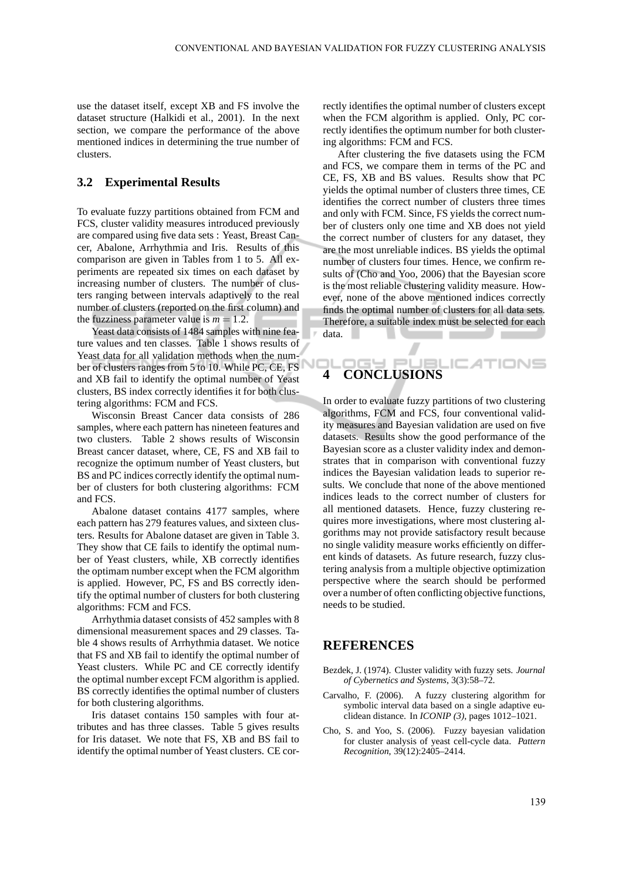use the dataset itself, except XB and FS involve the dataset structure (Halkidi et al., 2001). In the next section, we compare the performance of the above mentioned indices in determining the true number of clusters.

### 3.2 Experimental Results

To evaluate fuzzy partitions obtained from FCM and FCS, cluster validity measures introduced previously are compared using five data sets : Yeast, Breast Cancer, Abalone, Arrhythmia and Iris. Results of this comparison are given in Tables from 1 to 5. All experiments are repeated six times on each dataset by increasing number of clusters. The number of clusters ranging between intervals adaptively to the real number of clusters (reported on the first column) and the fuzziness parameter value is $m = 1.2$.

Yeast data consists of 1484 samples with nine feature values and ten classes. Table 1 shows results of Yeast data for all validation methods when the number of clusters ranges from 5 to 10. While PC, CE, FS and XB fail to identify the optimal number of Yeast clusters, BS index correctly identifies it for both clustering algorithms: FCM and FCS.

Wisconsin Breast Cancer data consists of 286 samples, where each pattern has nineteen features and two clusters. Table 2 shows results of Wisconsin Breast cancer dataset, where, CE, FS and XB fail to recognize the optimum number of Yeast clusters, but BS and PC indices correctly identify the optimal number of clusters for both clustering algorithms: FCM and FCS.

Abalone dataset contains 4177 samples, where each pattern has 279 features values, and sixteen clusters. Results for Abalone dataset are given in Table 3. They show that CE fails to identify the optimal number of Yeast clusters, while, XB correctly identifies the optimam number except when the FCM algorithm is applied. However, PC, FS and BS correctly identify the optimal number of clusters for both clustering algorithms: FCM and FCS.

Arrhythmia dataset consists of 452 samples with 8 dimensional measurement spaces and 29 classes. Table 4 shows results of Arrhythmia dataset. We notice that FS and XB fail to identify the optimal number of Yeast clusters. While PC and CE correctly identify the optimal number except FCM algorithm is applied. BS correctly identifies the optimal number of clusters for both clustering algorithms.

Iris dataset contains 150 samples with four attributes and has three classes. Table 5 gives results for Iris dataset. We note that FS, XB and BS fail to identify the optimal number of Yeast clusters. CE correctly identifies the optimal number of clusters except when the FCM algorithm is applied. Only, PC correctly identifies the optimum number for both clustering algorithms: FCM and FCS.

After clustering the five datasets using the FCM and FCS, we compare them in terms of the PC and CE, FS, XB and BS values. Results show that PC yields the optimal number of clusters three times, CE identifies the correct number of clusters three times and only with FCM. Since, FS yields the correct number of clusters only one time and XB does not yield the correct number of clusters for any dataset, they are the most unreliable indices. BS yields the optimal number of clusters four times. Hence, we confirm results of (Cho and Yoo, 2006) that the Bayesian score is the most reliable clustering validity measure. However, none of the above mentioned indices correctly finds the optimal number of clusters for all data sets. Therefore, a suitable index must be selected for each data.

## 4 CONCLUSIONS

In order to evaluate fuzzy partitions of two clustering algorithms, FCM and FCS, four conventional validity measures and Bayesian validation are used on five datasets. Results show the good performance of the Bayesian score as a cluster validity index and demonstrates that in comparison with conventional fuzzy indices the Bayesian validation leads to superior results. We conclude that none of the above mentioned indices leads to the correct number of clusters for all mentioned datasets. Hence, fuzzy clustering requires more investigations, where most clustering algorithms may not provide satisfactory result because no single validity measure works efficiently on different kinds of datasets. As future research, fuzzy clustering analysis from a multiple objective optimization perspective where the search should be performed over a number of often conflicting objective functions, needs to be studied.

## REFERENCES

Bezdek, J. (1974). Cluster validity with fuzzy sets. *Journal of Cybernetics and Systems*, 3(3):58–72.

Carvalho, F. (2006). A fuzzy clustering algorithm for symbolic interval data based on a single adaptive euclidean distance. In *ICONIP (3)*, pages 1012–1021.

Cho, S. and Yoo, S. (2006). Fuzzy bayesian validation for cluster analysis of yeast cell-cycle data. *Pattern Recognition*, 39(12):2405–2414.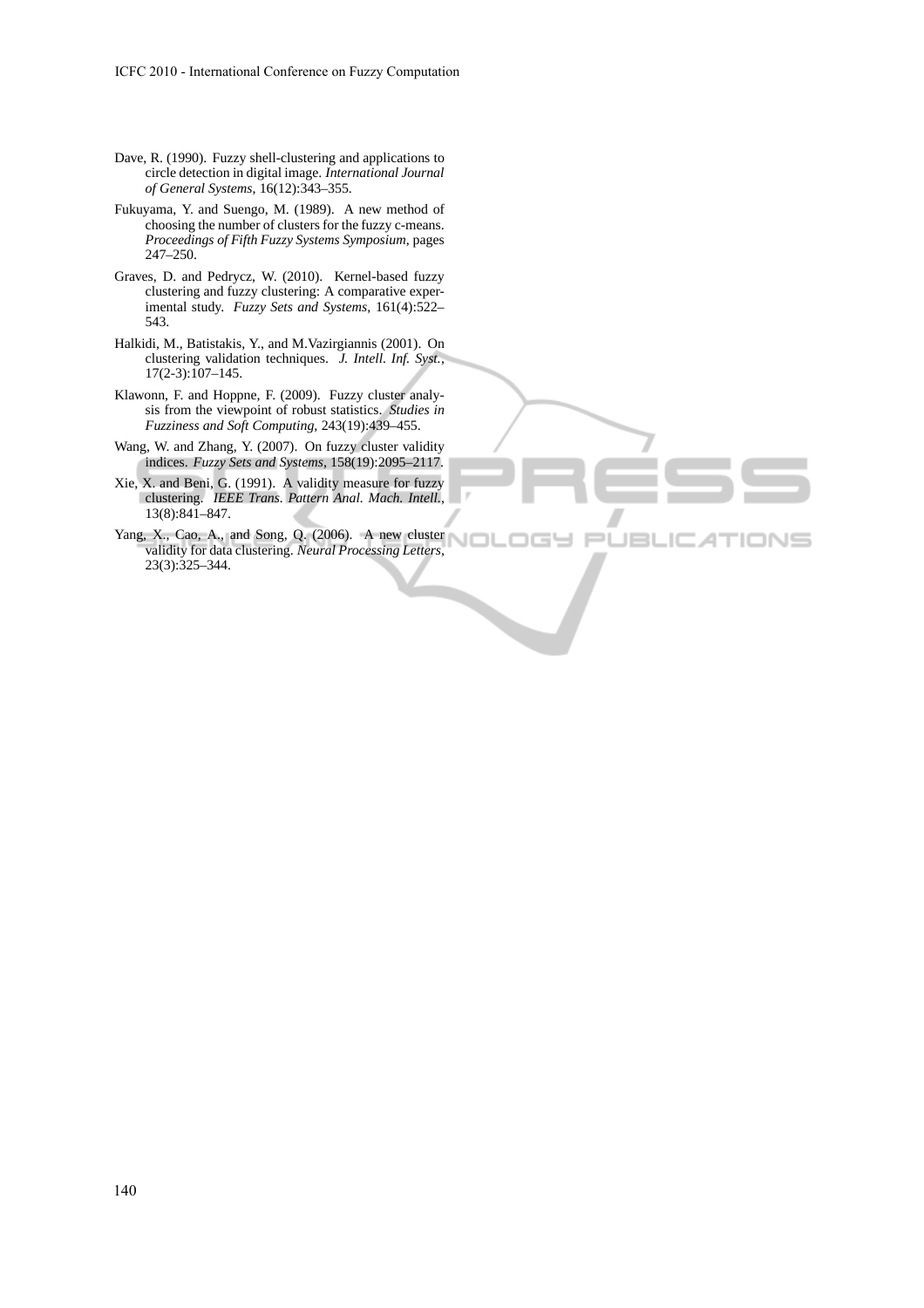Dave, R. (1990). Fuzzy shell-clustering and applications to circle detection in digital image. *International Journal of General Systems*, 16(12):343–355.

Fukuyama, Y. and Suengo, M. (1989). A new method of choosing the number of clusters for the fuzzy c-means. *Proceedings of Fifth Fuzzy Systems Symposium*, pages 247–250.

Graves, D. and Pedrycz, W. (2010). Kernel-based fuzzy clustering and fuzzy clustering: A comparative experimental study. *Fuzzy Sets and Systems*, 161(4):522–543.

Halkidi, M., Batistakis, Y., and M.Vazirgiannis (2001). On clustering validation techniques. *J. Intell. Inf. Syst.*, 17(2-3):107–145.

Klawonn, F. and Hoppne, F. (2009). Fuzzy cluster analysis from the viewpoint of robust statistics. *Studies in Fuzziness and Soft Computing*, 243(19):439–455.

Wang, W. and Zhang, Y. (2007). On fuzzy cluster validity indices. *Fuzzy Sets and Systems*, 158(19):2095–2117.

Xie, X. and Beni, G. (1991). A validity measure for fuzzy clustering. *IEEE Trans. Pattern Anal. Mach. Intell.*, 13(8):841–847.

Yang, X., Cao, A., and Song, Q. (2006). A new cluster validity for data clustering. *Neural Processing Letters*, 23(3):325–344.